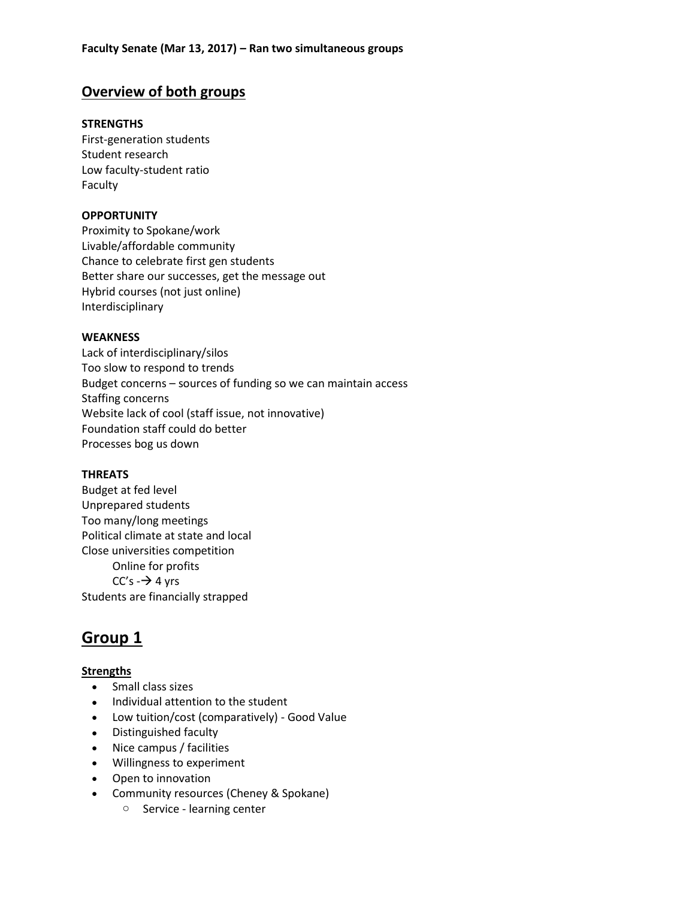**Faculty Senate (Mar 13, 2017) – Ran two simultaneous groups**

## Overview of both groups

**STRENGTHS**
First-generation students
Student research
Low faculty-student ratio
Faculty

**OPPORTUNITY**
Proximity to Spokane/work
Livable/affordable community
Chance to celebrate first gen students
Better share our successes, get the message out
Hybrid courses (not just online)
Interdisciplinary

**WEAKNESS**
Lack of interdisciplinary/silos
Too slow to respond to trends
Budget concerns – sources of funding so we can maintain access
Staffing concerns
Website lack of cool (staff issue, not innovative)
Foundation staff could do better
Processes bog us down

**THREATS**
Budget at fed level
Unprepared students
Too many/long meetings
Political climate at state and local
Close universities competition
    Online for profits
    CC's -→ 4 yrs
Students are financially strapped

# Group 1

**Strengths**

- Small class sizes
- Individual attention to the student
- Low tuition/cost (comparatively) - Good Value
- Distinguished faculty
- Nice campus / facilities
- Willingness to experiment
- Open to innovation
- Community resources (Cheney & Spokane)
    - Service - learning center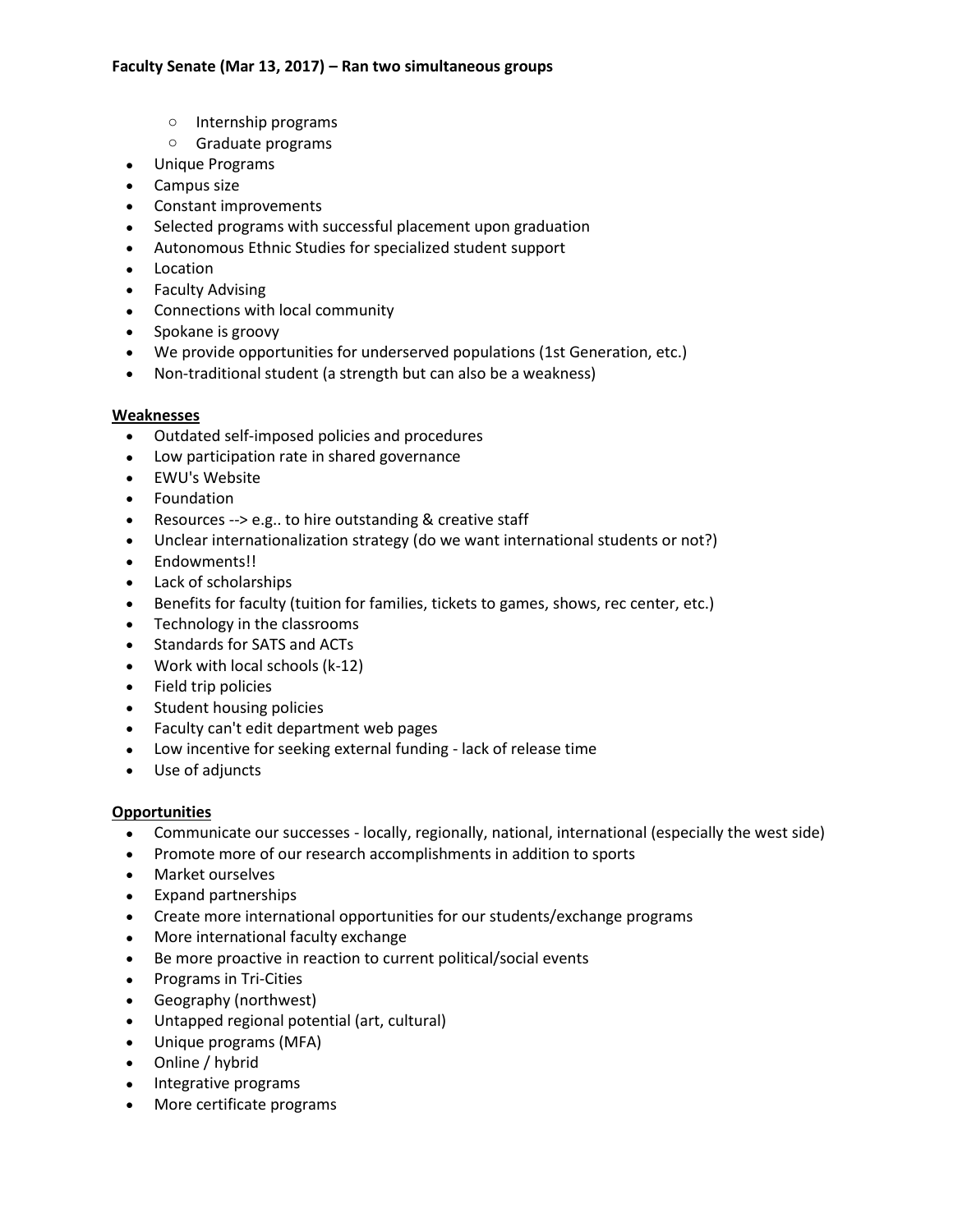**Faculty Senate (Mar 13, 2017) – Ran two simultaneous groups**

  - Internship programs
  - Graduate programs
- Unique Programs
- Campus size
- Constant improvements
- Selected programs with successful placement upon graduation
- Autonomous Ethnic Studies for specialized student support
- Location
- Faculty Advising
- Connections with local community
- Spokane is groovy
- We provide opportunities for underserved populations (1st Generation, etc.)
- Non-traditional student (a strength but can also be a weakness)

**Weaknesses**

- Outdated self-imposed policies and procedures
- Low participation rate in shared governance
- EWU's Website
- Foundation
- Resources --> e.g.. to hire outstanding & creative staff
- Unclear internationalization strategy (do we want international students or not?)
- Endowments!!
- Lack of scholarships
- Benefits for faculty (tuition for families, tickets to games, shows, rec center, etc.)
- Technology in the classrooms
- Standards for SATS and ACTs
- Work with local schools (k-12)
- Field trip policies
- Student housing policies
- Faculty can't edit department web pages
- Low incentive for seeking external funding - lack of release time
- Use of adjuncts

**Opportunities**

- Communicate our successes - locally, regionally, national, international (especially the west side)
- Promote more of our research accomplishments in addition to sports
- Market ourselves
- Expand partnerships
- Create more international opportunities for our students/exchange programs
- More international faculty exchange
- Be more proactive in reaction to current political/social events
- Programs in Tri-Cities
- Geography (northwest)
- Untapped regional potential (art, cultural)
- Unique programs (MFA)
- Online / hybrid
- Integrative programs
- More certificate programs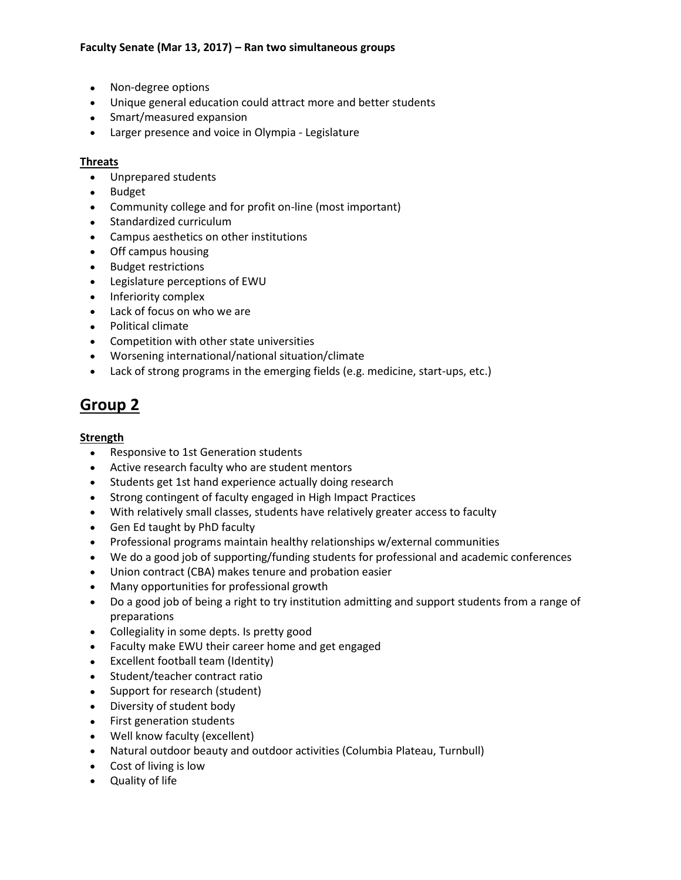**Faculty Senate (Mar 13, 2017) – Ran two simultaneous groups**

- Non-degree options
- Unique general education could attract more and better students
- Smart/measured expansion
- Larger presence and voice in Olympia - Legislature

**Threats**

- Unprepared students
- Budget
- Community college and for profit on-line (most important)
- Standardized curriculum
- Campus aesthetics on other institutions
- Off campus housing
- Budget restrictions
- Legislature perceptions of EWU
- Inferiority complex
- Lack of focus on who we are
- Political climate
- Competition with other state universities
- Worsening international/national situation/climate
- Lack of strong programs in the emerging fields (e.g. medicine, start-ups, etc.)

# Group 2

**Strength**

- Responsive to 1st Generation students
- Active research faculty who are student mentors
- Students get 1st hand experience actually doing research
- Strong contingent of faculty engaged in High Impact Practices
- With relatively small classes, students have relatively greater access to faculty
- Gen Ed taught by PhD faculty
- Professional programs maintain healthy relationships w/external communities
- We do a good job of supporting/funding students for professional and academic conferences
- Union contract (CBA) makes tenure and probation easier
- Many opportunities for professional growth
- Do a good job of being a right to try institution admitting and support students from a range of preparations
- Collegiality in some depts. Is pretty good
- Faculty make EWU their career home and get engaged
- Excellent football team (Identity)
- Student/teacher contract ratio
- Support for research (student)
- Diversity of student body
- First generation students
- Well know faculty (excellent)
- Natural outdoor beauty and outdoor activities (Columbia Plateau, Turnbull)
- Cost of living is low
- Quality of life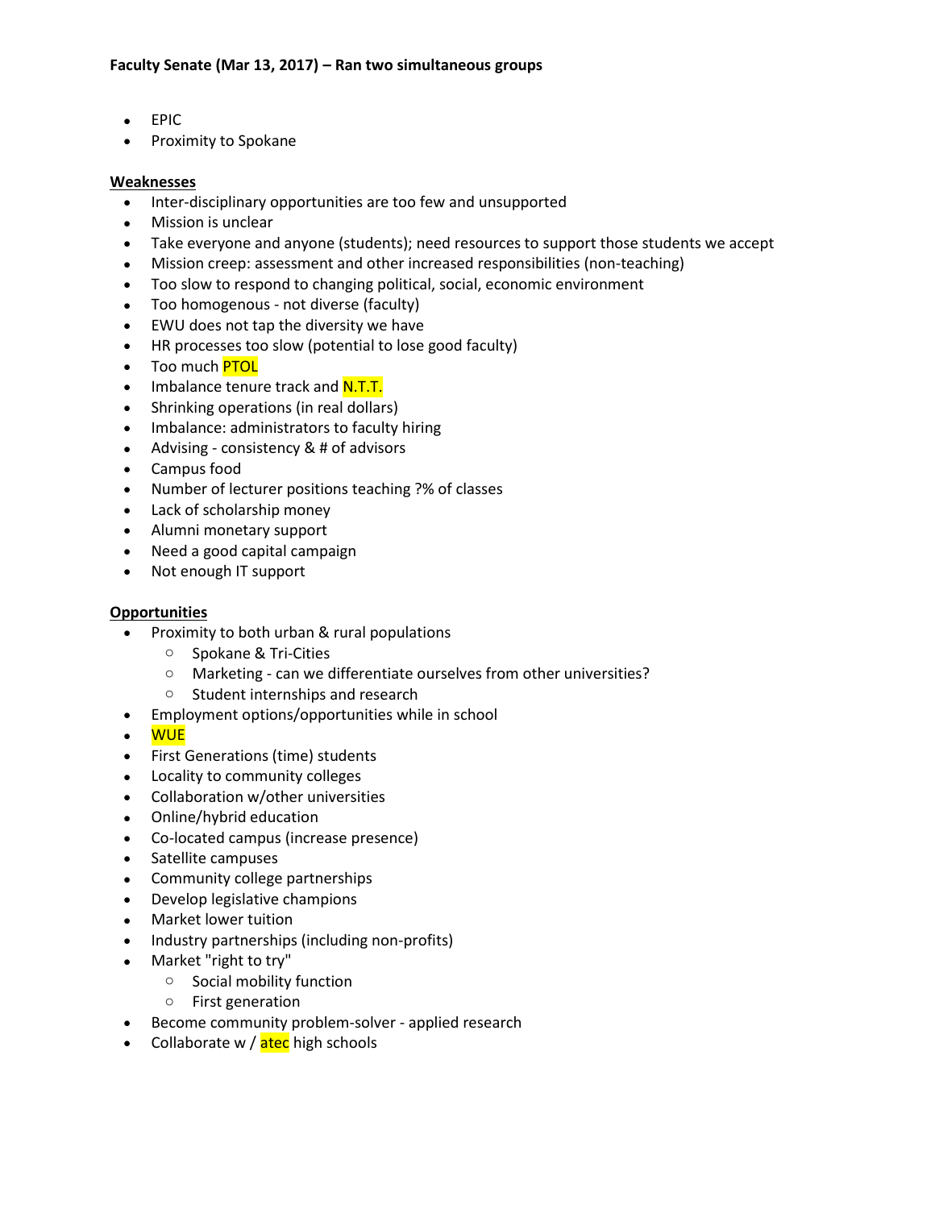**Faculty Senate (Mar 13, 2017) – Ran two simultaneous groups**

- EPIC
- Proximity to Spokane

**Weaknesses**

- Inter-disciplinary opportunities are too few and unsupported
- Mission is unclear
- Take everyone and anyone (students); need resources to support those students we accept
- Mission creep: assessment and other increased responsibilities (non-teaching)
- Too slow to respond to changing political, social, economic environment
- Too homogenous - not diverse (faculty)
- EWU does not tap the diversity we have
- HR processes too slow (potential to lose good faculty)
- Too much PTOL
- Imbalance tenure track and N.T.T.
- Shrinking operations (in real dollars)
- Imbalance: administrators to faculty hiring
- Advising - consistency & # of advisors
- Campus food
- Number of lecturer positions teaching ?% of classes
- Lack of scholarship money
- Alumni monetary support
- Need a good capital campaign
- Not enough IT support

**Opportunities**

- Proximity to both urban & rural populations
  - Spokane & Tri-Cities
  - Marketing - can we differentiate ourselves from other universities?
  - Student internships and research
- Employment options/opportunities while in school
- WUE
- First Generations (time) students
- Locality to community colleges
- Collaboration w/other universities
- Online/hybrid education
- Co-located campus (increase presence)
- Satellite campuses
- Community college partnerships
- Develop legislative champions
- Market lower tuition
- Industry partnerships (including non-profits)
- Market "right to try"
  - Social mobility function
  - First generation
- Become community problem-solver - applied research
- Collaborate w / atec high schools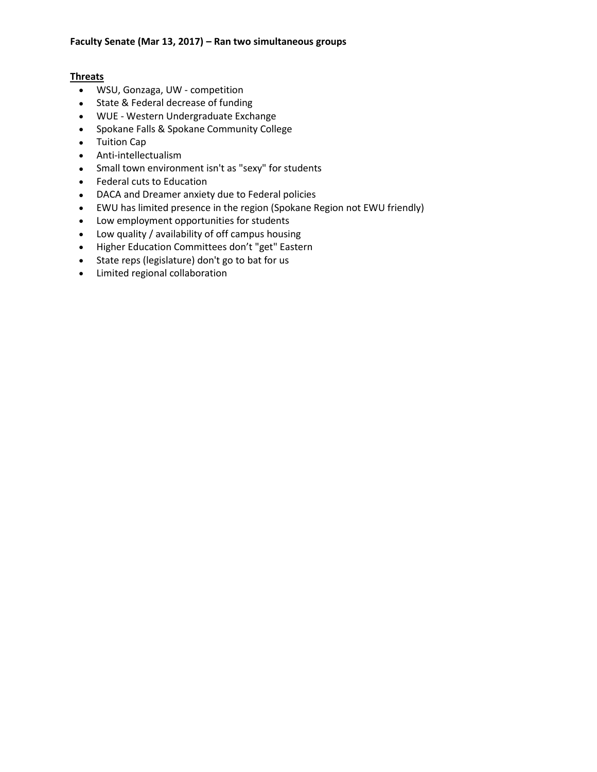**Faculty Senate (Mar 13, 2017) – Ran two simultaneous groups**

**Threats**

- WSU, Gonzaga, UW - competition
- State & Federal decrease of funding
- WUE - Western Undergraduate Exchange
- Spokane Falls & Spokane Community College
- Tuition Cap
- Anti-intellectualism
- Small town environment isn't as "sexy" for students
- Federal cuts to Education
- DACA and Dreamer anxiety due to Federal policies
- EWU has limited presence in the region (Spokane Region not EWU friendly)
- Low employment opportunities for students
- Low quality / availability of off campus housing
- Higher Education Committees don't "get" Eastern
- State reps (legislature) don't go to bat for us
- Limited regional collaboration